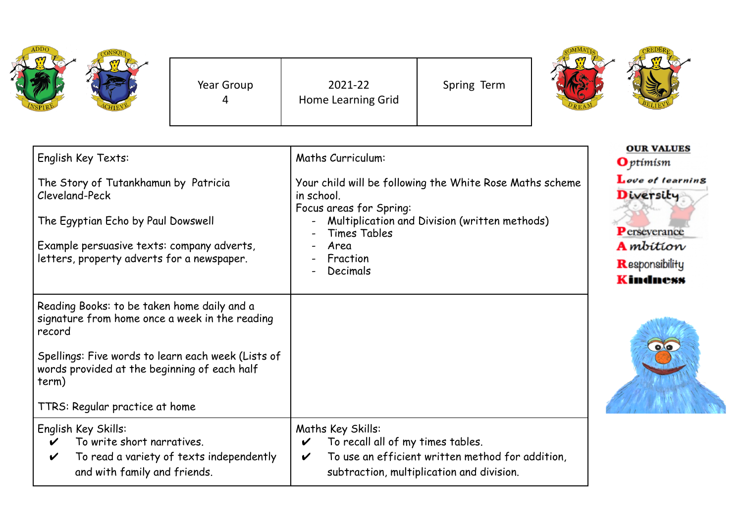| Year Group 4 | 2021-22 Home Learning Grid | Spring Term |
|---|---|---|

| | |
|---|---|
| English Key Texts:<br><br>The Story of Tutankhamun by Patricia Cleveland-Peck<br><br>The Egyptian Echo by Paul Dowswell<br><br>Example persuasive texts: company adverts, letters, property adverts for a newspaper. | Maths Curriculum:<br><br>Your child will be following the White Rose Maths scheme in school.<br>Focus areas for Spring:<br>- Multiplication and Division (written methods)<br>- Times Tables<br>- Area<br>- Fraction<br>- Decimals |
| Reading Books: to be taken home daily and a signature from home once a week in the reading record<br><br>Spellings: Five words to learn each week (Lists of words provided at the beginning of each half term)<br><br>TTRS: Regular practice at home | |
| English Key Skills:<br>✔ To write short narratives.<br>✔ To read a variety of texts independently and with family and friends. | Maths Key Skills:<br>✔ To recall all of my times tables.<br>✔ To use an efficient written method for addition, subtraction, multiplication and division. |

**OUR VALUES**

**O**ptimism
**L**ove of learning
**D**iversity
**P**erseverance
**A**mbition
**R**esponsibility
**K**indness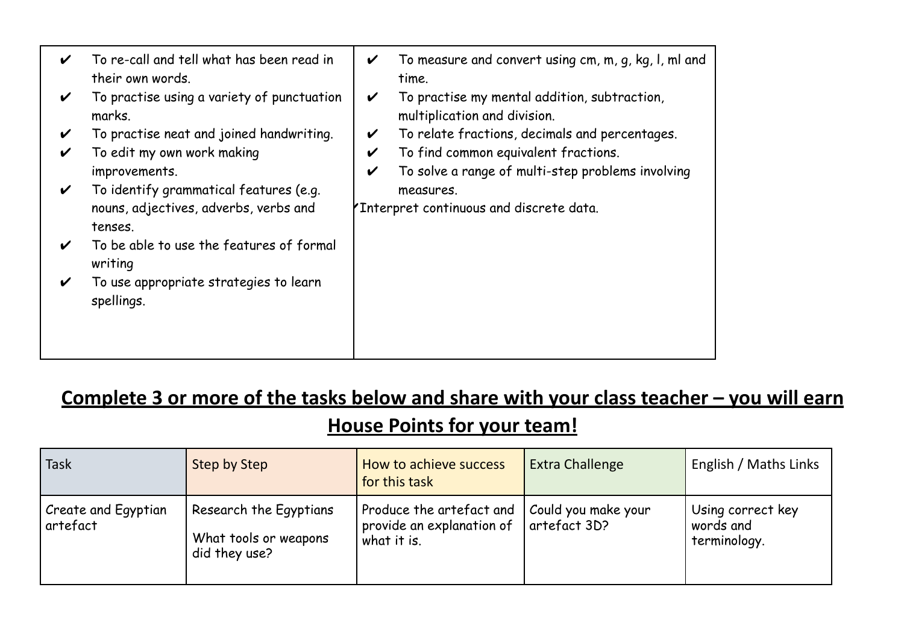| | |
|---|---|
| ✔ To re-call and tell what has been read in their own words.<br>✔ To practise using a variety of punctuation marks.<br>✔ To practise neat and joined handwriting.<br>✔ To edit my own work making improvements.<br>✔ To identify grammatical features (e.g. nouns, adjectives, adverbs, verbs and tenses.<br>✔ To be able to use the features of formal writing<br>✔ To use appropriate strategies to learn spellings. | ✔ To measure and convert using cm, m, g, kg, l, ml and time.<br>✔ To practise my mental addition, subtraction, multiplication and division.<br>✔ To relate fractions, decimals and percentages.<br>✔ To find common equivalent fractions.<br>✔ To solve a range of multi-step problems involving measures.<br>✔Interpret continuous and discrete data. |

## <u>Complete 3 or more of the tasks below and share with your class teacher – you will earn House Points for your team!</u>

| Task | Step by Step | How to achieve success for this task | Extra Challenge | English / Maths Links |
|---|---|---|---|---|
| Create and Egyptian artefact | Research the Egyptians<br><br>What tools or weapons did they use? | Produce the artefact and provide an explanation of what it is. | Could you make your artefact 3D? | Using correct key words and terminology. |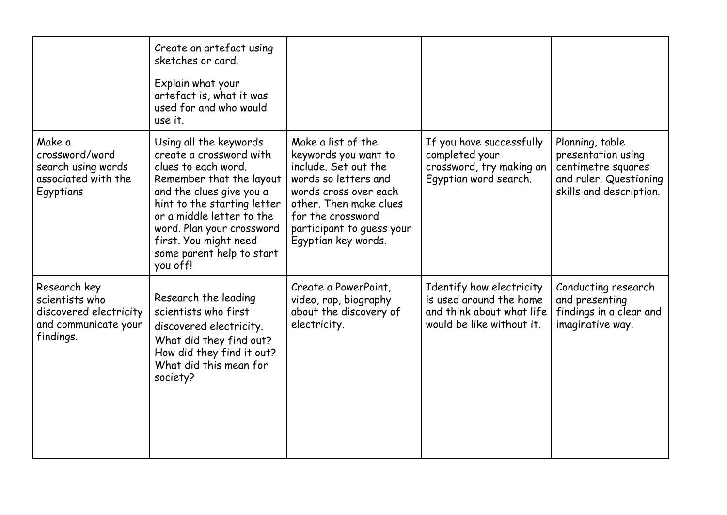|  |  |  |  |  |
|---|---|---|---|---|
|  | Create an artefact using sketches or card.<br><br>Explain what your artefact is, what it was used for and who would use it. |  |  |  |
| Make a crossword/word search using words associated with the Egyptians | Using all the keywords create a crossword with clues to each word. Remember that the layout and the clues give you a hint to the starting letter or a middle letter to the word. Plan your crossword first. You might need some parent help to start you off! | Make a list of the keywords you want to include. Set out the words so letters and words cross over each other. Then make clues for the crossword participant to guess your Egyptian key words. | If you have successfully completed your crossword, try making an Egyptian word search. | Planning, table presentation using centimetre squares and ruler. Questioning skills and description. |
| Research key scientists who discovered electricity and communicate your findings. | Research the leading scientists who first discovered electricity.<br>What did they find out? How did they find it out? What did this mean for society? | Create a PowerPoint, video, rap, biography about the discovery of electricity. | Identify how electricity is used around the home and think about what life would be like without it. | Conducting research and presenting findings in a clear and imaginative way. |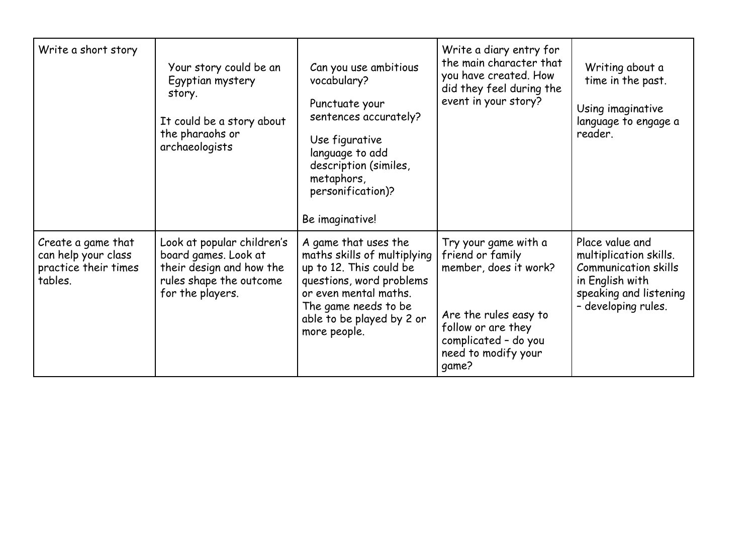| | | | | |
|---|---|---|---|---|
| Write a short story | Your story could be an Egyptian mystery story.<br><br>It could be a story about the pharaohs or archaeologists | Can you use ambitious vocabulary?<br><br>Punctuate your sentences accurately?<br><br>Use figurative language to add description (similes, metaphors, personification)?<br><br>Be imaginative! | Write a diary entry for the main character that you have created. How did they feel during the event in your story? | Writing about a time in the past.<br><br>Using imaginative language to engage a reader. |
| Create a game that can help your class practice their times tables. | Look at popular children's board games. Look at their design and how the rules shape the outcome for the players. | A game that uses the maths skills of multiplying up to 12. This could be questions, word problems or even mental maths. The game needs to be able to be played by 2 or more people. | Try your game with a friend or family member, does it work?<br><br>Are the rules easy to follow or are they complicated – do you need to modify your game? | Place value and multiplication skills. Communication skills in English with speaking and listening – developing rules. |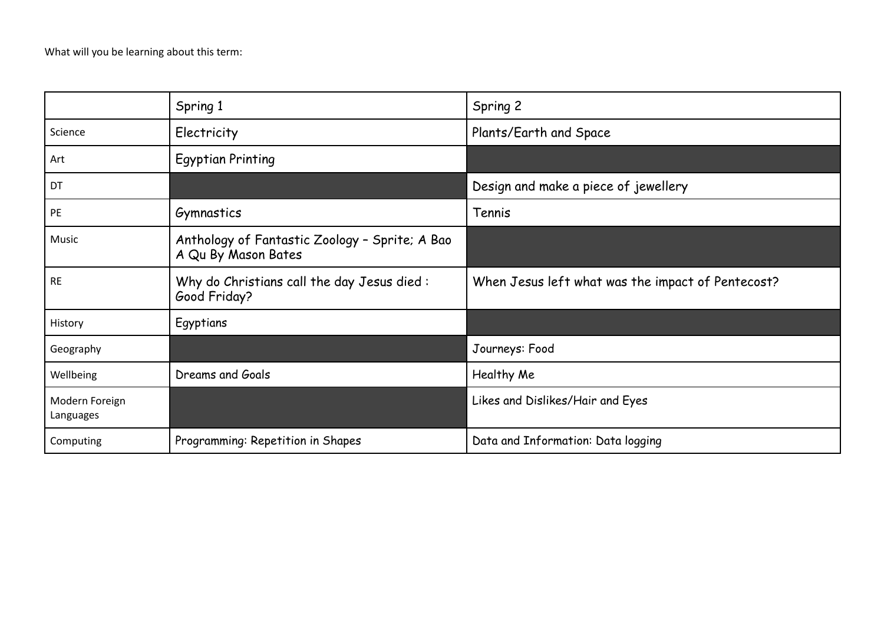What will you be learning about this term:

| | Spring 1 | Spring 2 |
|---|---|---|
| Science | Electricity | Plants/Earth and Space |
| Art | Egyptian Printing | |
| DT | | Design and make a piece of jewellery |
| PE | Gymnastics | Tennis |
| Music | Anthology of Fantastic Zoology – Sprite; A Bao A Qu By Mason Bates | |
| RE | Why do Christians call the day Jesus died : Good Friday? | When Jesus left what was the impact of Pentecost? |
| History | Egyptians | |
| Geography | | Journeys: Food |
| Wellbeing | Dreams and Goals | Healthy Me |
| Modern Foreign Languages | | Likes and Dislikes/Hair and Eyes |
| Computing | Programming: Repetition in Shapes | Data and Information: Data logging |